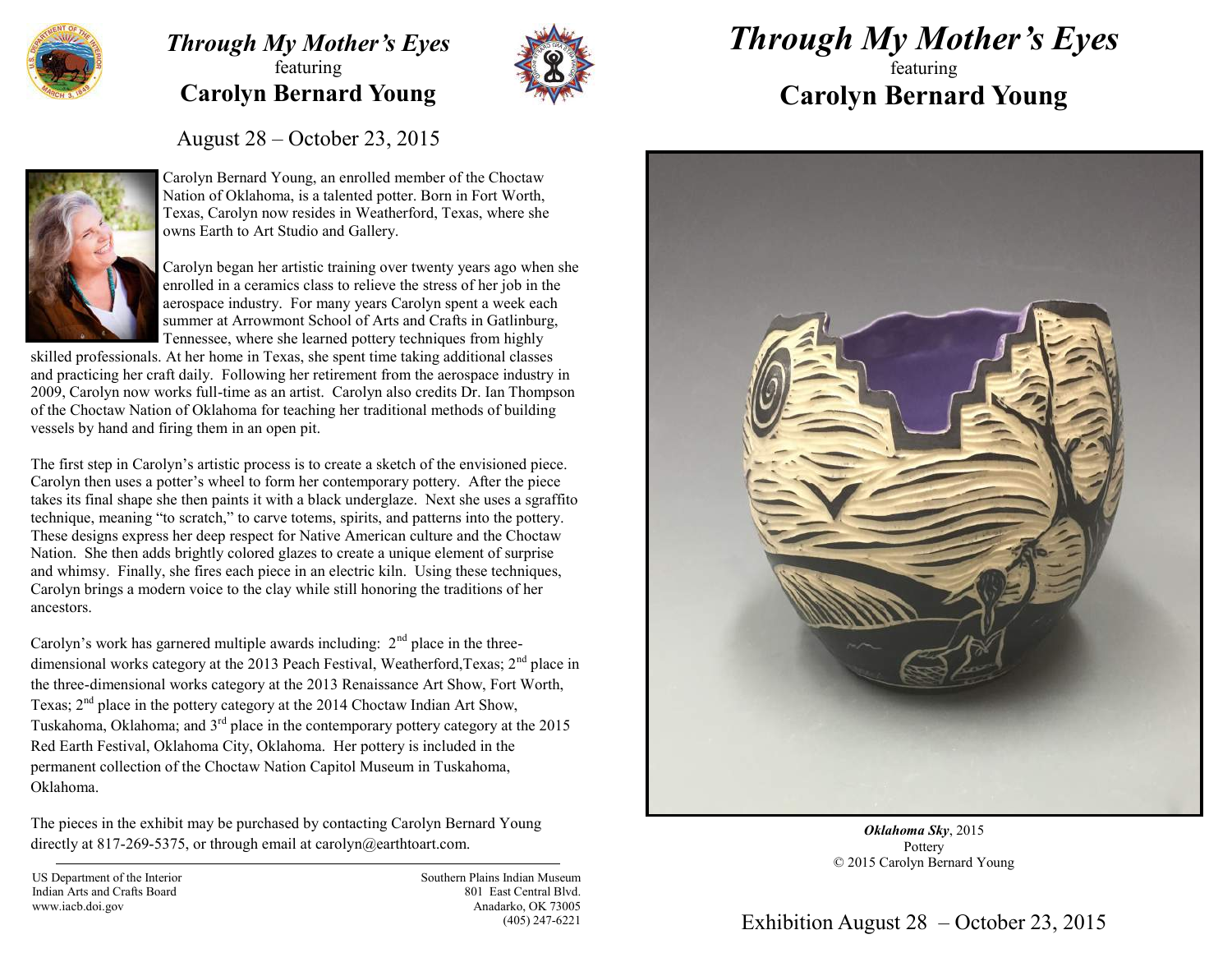# *Through My Mother's Eyes*

featuring

## Carolyn Bernard Young

August 28 – October 23, 2015

Carolyn Bernard Young, an enrolled member of the Choctaw Nation of Oklahoma, is a talented potter. Born in Fort Worth, Texas, Carolyn now resides in Weatherford, Texas, where she owns Earth to Art Studio and Gallery.

Carolyn began her artistic training over twenty years ago when she enrolled in a ceramics class to relieve the stress of her job in the aerospace industry. For many years Carolyn spent a week each summer at Arrowmont School of Arts and Crafts in Gatlinburg, Tennessee, where she learned pottery techniques from highly skilled professionals. At her home in Texas, she spent time taking additional classes and practicing her craft daily. Following her retirement from the aerospace industry in 2009, Carolyn now works full-time as an artist. Carolyn also credits Dr. Ian Thompson of the Choctaw Nation of Oklahoma for teaching her traditional methods of building vessels by hand and firing them in an open pit.

The first step in Carolyn's artistic process is to create a sketch of the envisioned piece. Carolyn then uses a potter's wheel to form her contemporary pottery. After the piece takes its final shape she then paints it with a black underglaze. Next she uses a sgraffito technique, meaning "to scratch," to carve totems, spirits, and patterns into the pottery. These designs express her deep respect for Native American culture and the Choctaw Nation. She then adds brightly colored glazes to create a unique element of surprise and whimsy. Finally, she fires each piece in an electric kiln. Using these techniques, Carolyn brings a modern voice to the clay while still honoring the traditions of her ancestors.

Carolyn's work has garnered multiple awards including: 2nd place in the three-dimensional works category at the 2013 Peach Festival, Weatherford,Texas; 2nd place in the three-dimensional works category at the 2013 Renaissance Art Show, Fort Worth, Texas; 2nd place in the pottery category at the 2014 Choctaw Indian Art Show, Tuskahoma, Oklahoma; and 3rd place in the contemporary pottery category at the 2015 Red Earth Festival, Oklahoma City, Oklahoma. Her pottery is included in the permanent collection of the Choctaw Nation Capitol Museum in Tuskahoma, Oklahoma.

The pieces in the exhibit may be purchased by contacting Carolyn Bernard Young directly at 817-269-5375, or through email at carolyn@earthtoart.com.

US Department of the Interior
Indian Arts and Crafts Board
www.iacb.doi.gov

Southern Plains Indian Museum
801 East Central Blvd.
Anadarko, OK 73005
(405) 247-6221

# *Through My Mother's Eyes*

featuring

## Carolyn Bernard Young

***Oklahoma Sky***, 2015
Pottery
© 2015 Carolyn Bernard Young

Exhibition August 28 – October 23, 2015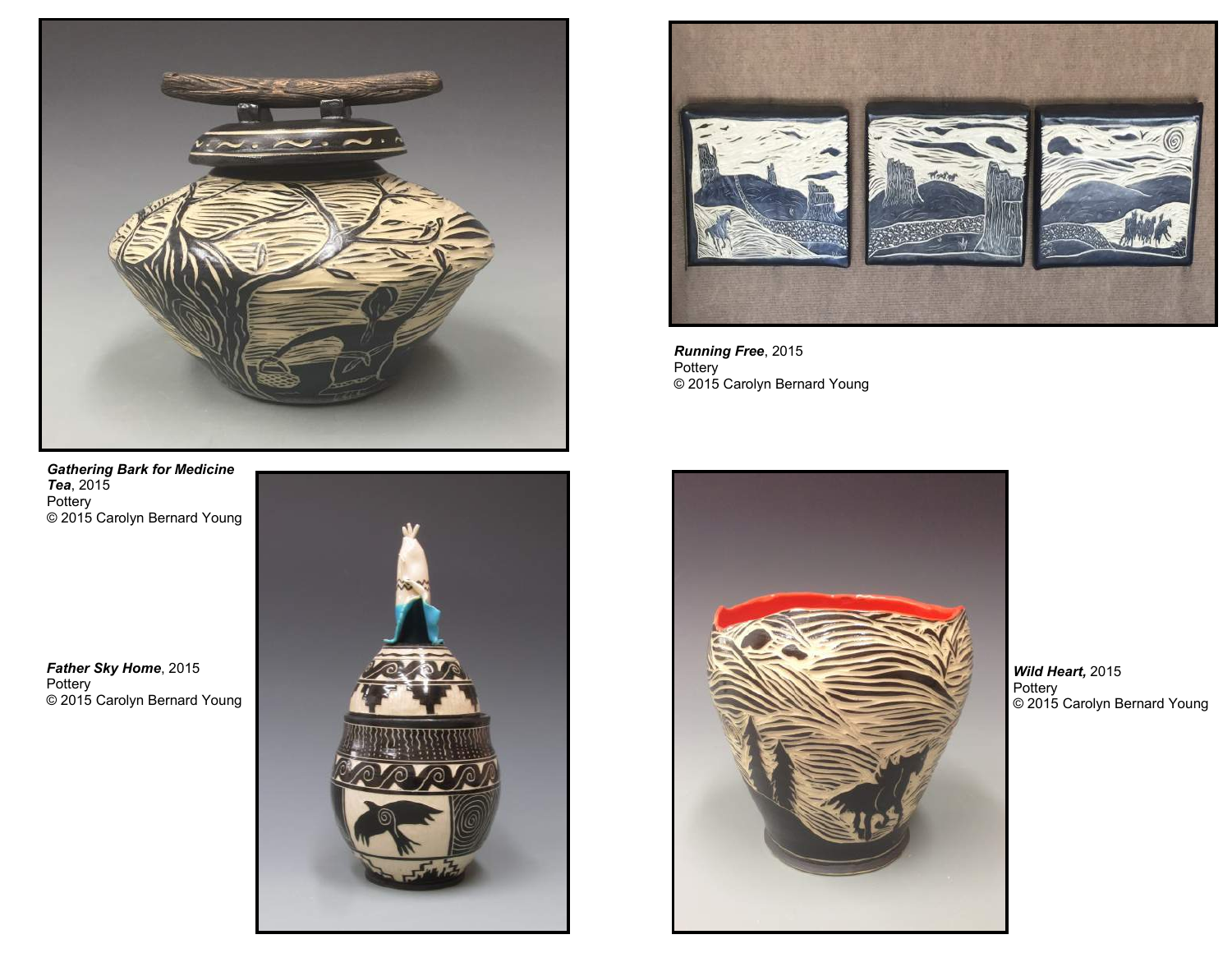***Running Free***, 2015
Pottery
© 2015 Carolyn Bernard Young

***Gathering Bark for Medicine Tea***, 2015
Pottery
© 2015 Carolyn Bernard Young

***Father Sky Home***, 2015
Pottery
© 2015 Carolyn Bernard Young

***Wild Heart,*** 2015
Pottery
© 2015 Carolyn Bernard Young